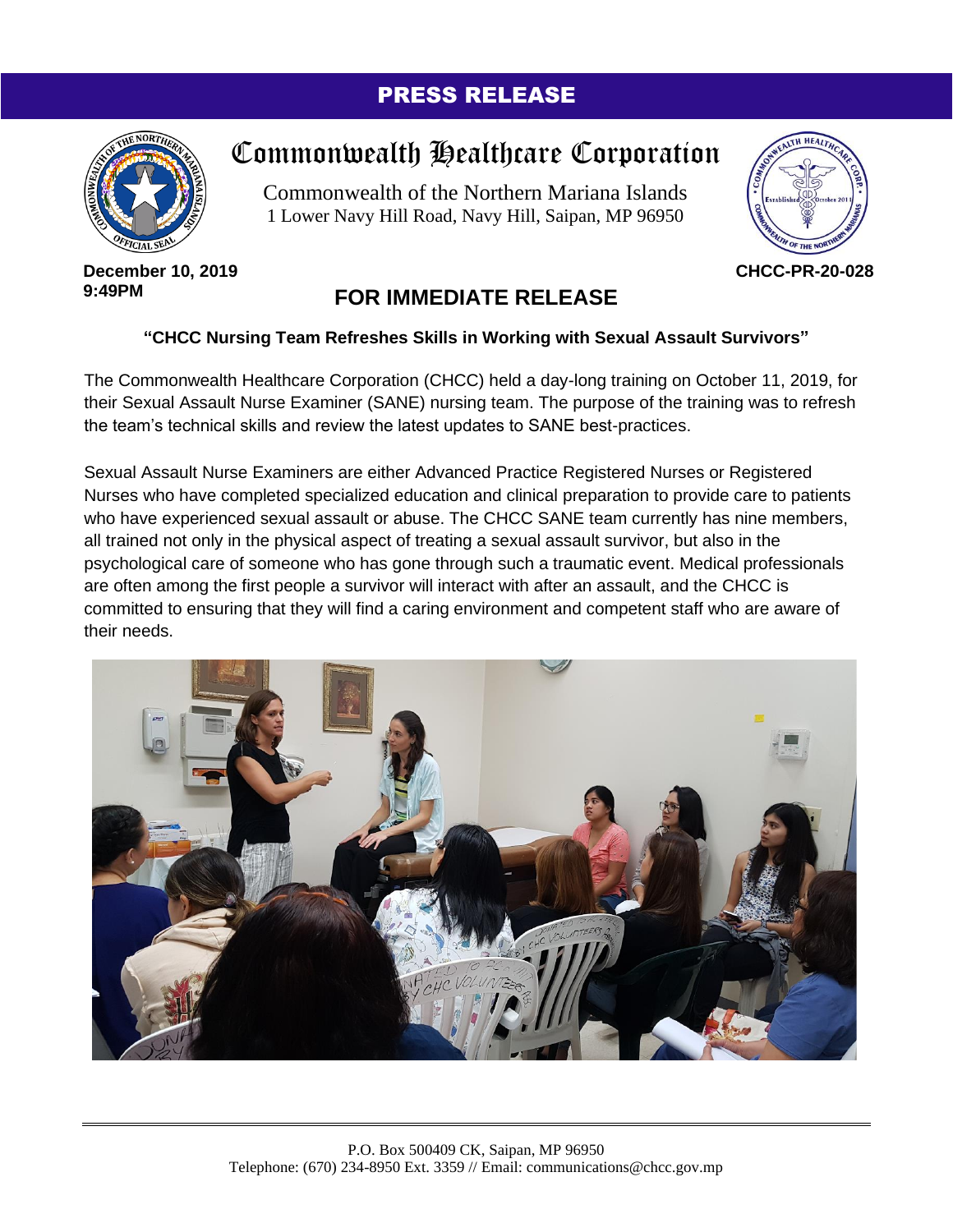# PRESS RELEASE

## Commonwealth Healthcare Corporation

Commonwealth of the Northern Mariana Islands
1 Lower Navy Hill Road, Navy Hill, Saipan, MP 96950

**December 10, 2019**
**9:49PM**

**CHCC-PR-20-028**

## FOR IMMEDIATE RELEASE

**"CHCC Nursing Team Refreshes Skills in Working with Sexual Assault Survivors"**

The Commonwealth Healthcare Corporation (CHCC) held a day-long training on October 11, 2019, for their Sexual Assault Nurse Examiner (SANE) nursing team. The purpose of the training was to refresh the team's technical skills and review the latest updates to SANE best-practices.

Sexual Assault Nurse Examiners are either Advanced Practice Registered Nurses or Registered Nurses who have completed specialized education and clinical preparation to provide care to patients who have experienced sexual assault or abuse. The CHCC SANE team currently has nine members, all trained not only in the physical aspect of treating a sexual assault survivor, but also in the psychological care of someone who has gone through such a traumatic event. Medical professionals are often among the first people a survivor will interact with after an assault, and the CHCC is committed to ensuring that they will find a caring environment and competent staff who are aware of their needs.

P.O. Box 500409 CK, Saipan, MP 96950
Telephone: (670) 234-8950 Ext. 3359 // Email: communications@chcc.gov.mp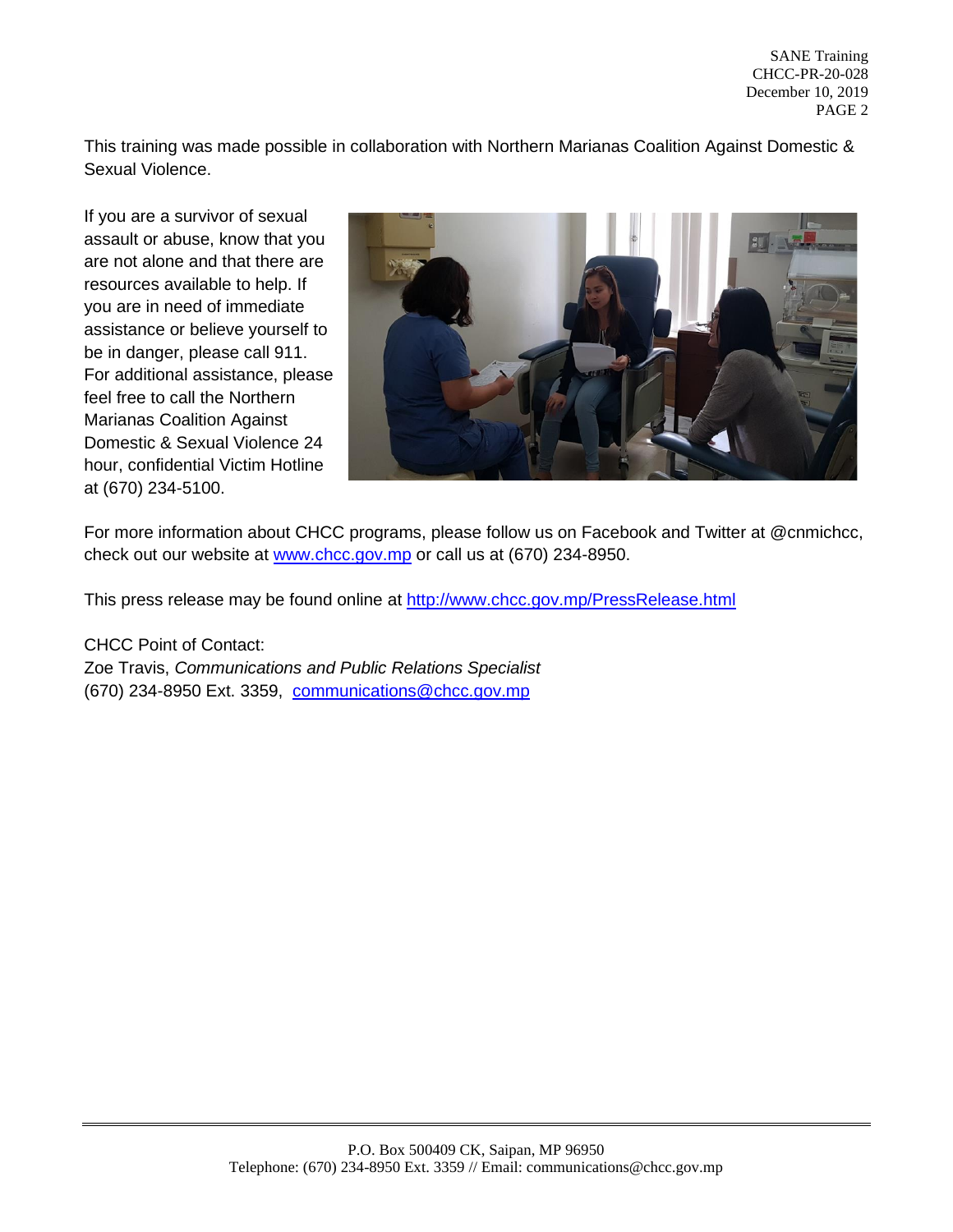This training was made possible in collaboration with Northern Marianas Coalition Against Domestic & Sexual Violence.

If you are a survivor of sexual assault or abuse, know that you are not alone and that there are resources available to help. If you are in need of immediate assistance or believe yourself to be in danger, please call 911. For additional assistance, please feel free to call the Northern Marianas Coalition Against Domestic & Sexual Violence 24 hour, confidential Victim Hotline at (670) 234-5100.

For more information about CHCC programs, please follow us on Facebook and Twitter at @cnmichcc, check out our website at www.chcc.gov.mp or call us at (670) 234-8950.

This press release may be found online at http://www.chcc.gov.mp/PressRelease.html

CHCC Point of Contact:
Zoe Travis, *Communications and Public Relations Specialist*
(670) 234-8950 Ext. 3359, communications@chcc.gov.mp

P.O. Box 500409 CK, Saipan, MP 96950
Telephone: (670) 234-8950 Ext. 3359 // Email: communications@chcc.gov.mp